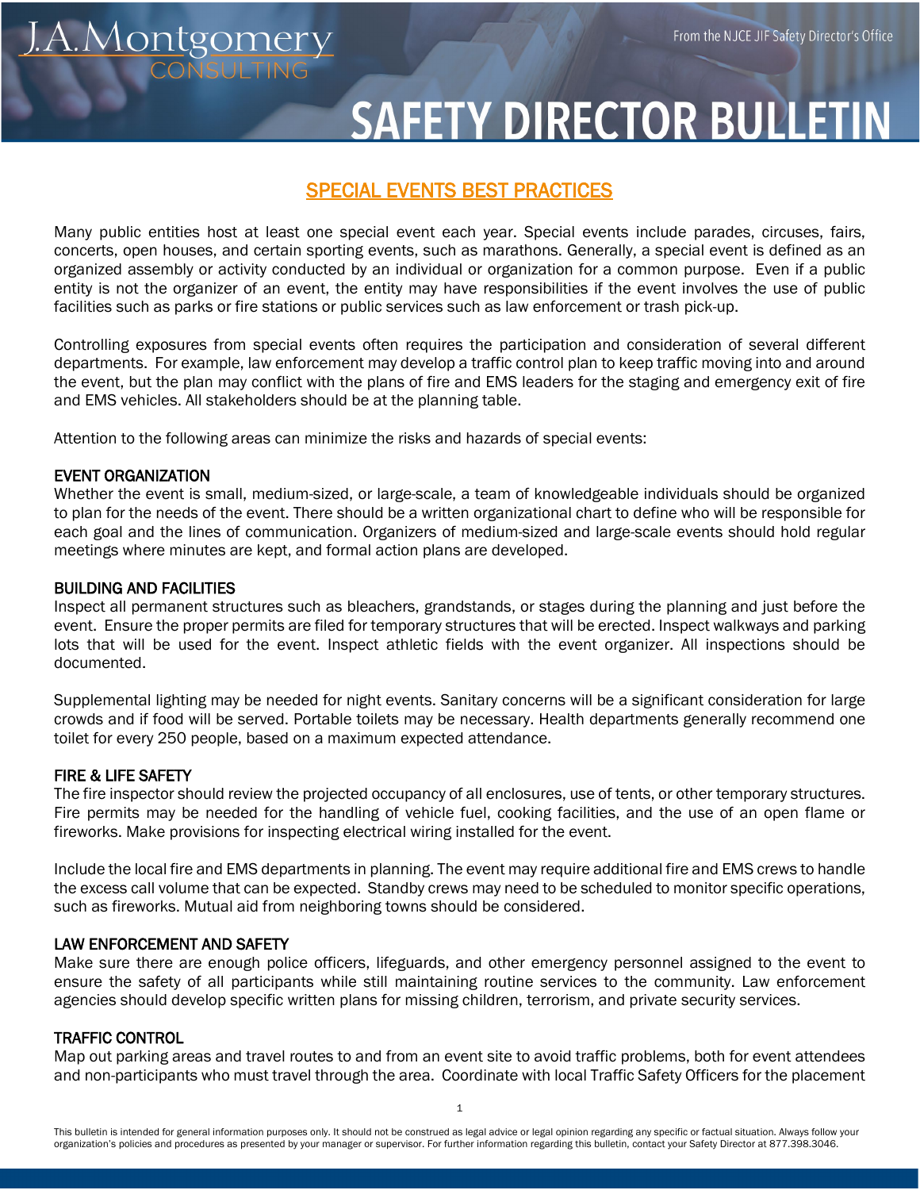# SAFETY DIRECTOR BULLETIN

J.A. Montgomery CONSULTING

From the NJCE JIF Safety Director's Office

## SPECIAL EVENTS BEST PRACTICES

Many public entities host at least one special event each year. Special events include parades, circuses, fairs, concerts, open houses, and certain sporting events, such as marathons. Generally, a special event is defined as an organized assembly or activity conducted by an individual or organization for a common purpose. Even if a public entity is not the organizer of an event, the entity may have responsibilities if the event involves the use of public facilities such as parks or fire stations or public services such as law enforcement or trash pick-up.

Controlling exposures from special events often requires the participation and consideration of several different departments. For example, law enforcement may develop a traffic control plan to keep traffic moving into and around the event, but the plan may conflict with the plans of fire and EMS leaders for the staging and emergency exit of fire and EMS vehicles. All stakeholders should be at the planning table.

Attention to the following areas can minimize the risks and hazards of special events:

### EVENT ORGANIZATION

Whether the event is small, medium-sized, or large-scale, a team of knowledgeable individuals should be organized to plan for the needs of the event. There should be a written organizational chart to define who will be responsible for each goal and the lines of communication. Organizers of medium-sized and large-scale events should hold regular meetings where minutes are kept, and formal action plans are developed.

### BUILDING AND FACILITIES

Inspect all permanent structures such as bleachers, grandstands, or stages during the planning and just before the event. Ensure the proper permits are filed for temporary structures that will be erected. Inspect walkways and parking lots that will be used for the event. Inspect athletic fields with the event organizer. All inspections should be documented.

Supplemental lighting may be needed for night events. Sanitary concerns will be a significant consideration for large crowds and if food will be served. Portable toilets may be necessary. Health departments generally recommend one toilet for every 250 people, based on a maximum expected attendance.

### FIRE & LIFE SAFETY

The fire inspector should review the projected occupancy of all enclosures, use of tents, or other temporary structures. Fire permits may be needed for the handling of vehicle fuel, cooking facilities, and the use of an open flame or fireworks. Make provisions for inspecting electrical wiring installed for the event.

Include the local fire and EMS departments in planning. The event may require additional fire and EMS crews to handle the excess call volume that can be expected. Standby crews may need to be scheduled to monitor specific operations, such as fireworks. Mutual aid from neighboring towns should be considered.

### LAW ENFORCEMENT AND SAFETY

Make sure there are enough police officers, lifeguards, and other emergency personnel assigned to the event to ensure the safety of all participants while still maintaining routine services to the community. Law enforcement agencies should develop specific written plans for missing children, terrorism, and private security services.

### TRAFFIC CONTROL

Map out parking areas and travel routes to and from an event site to avoid traffic problems, both for event attendees and non-participants who must travel through the area. Coordinate with local Traffic Safety Officers for the placement

This bulletin is intended for general information purposes only. It should not be construed as legal advice or legal opinion regarding any specific or factual situation. Always follow your organization's policies and procedures as presented by your manager or supervisor. For further information regarding this bulletin, contact your Safety Director at 877.398.3046.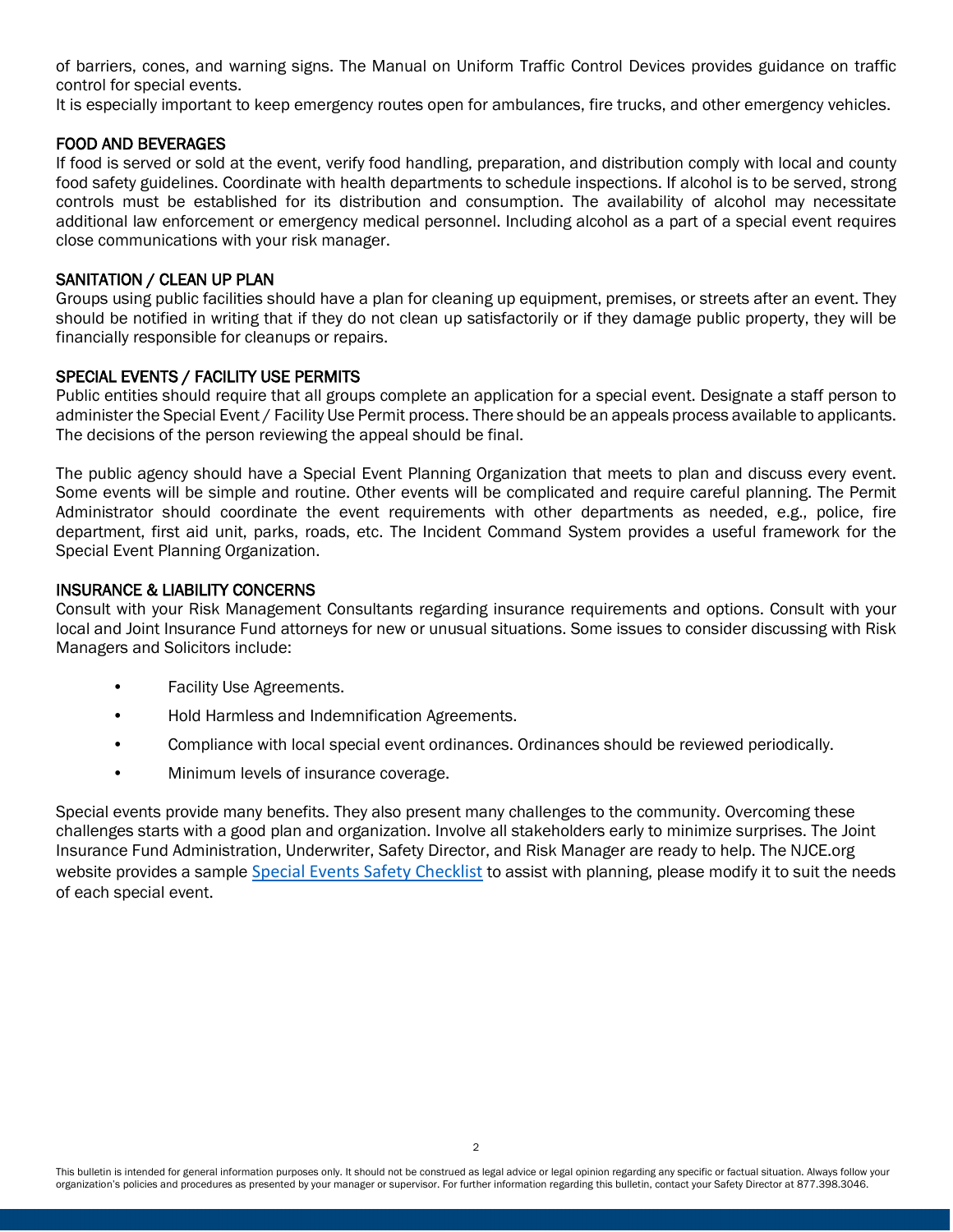of barriers, cones, and warning signs. The Manual on Uniform Traffic Control Devices provides guidance on traffic control for special events.

It is especially important to keep emergency routes open for ambulances, fire trucks, and other emergency vehicles.

## FOOD AND BEVERAGES

If food is served or sold at the event, verify food handling, preparation, and distribution comply with local and county food safety guidelines. Coordinate with health departments to schedule inspections. If alcohol is to be served, strong controls must be established for its distribution and consumption. The availability of alcohol may necessitate additional law enforcement or emergency medical personnel. Including alcohol as a part of a special event requires close communications with your risk manager.

## SANITATION / CLEAN UP PLAN

Groups using public facilities should have a plan for cleaning up equipment, premises, or streets after an event. They should be notified in writing that if they do not clean up satisfactorily or if they damage public property, they will be financially responsible for cleanups or repairs.

## SPECIAL EVENTS / FACILITY USE PERMITS

Public entities should require that all groups complete an application for a special event. Designate a staff person to administer the Special Event / Facility Use Permit process. There should be an appeals process available to applicants. The decisions of the person reviewing the appeal should be final.

The public agency should have a Special Event Planning Organization that meets to plan and discuss every event. Some events will be simple and routine. Other events will be complicated and require careful planning. The Permit Administrator should coordinate the event requirements with other departments as needed, e.g., police, fire department, first aid unit, parks, roads, etc. The Incident Command System provides a useful framework for the Special Event Planning Organization.

## INSURANCE & LIABILITY CONCERNS

Consult with your Risk Management Consultants regarding insurance requirements and options. Consult with your local and Joint Insurance Fund attorneys for new or unusual situations. Some issues to consider discussing with Risk Managers and Solicitors include:

- Facility Use Agreements.
- Hold Harmless and Indemnification Agreements.
- Compliance with local special event ordinances. Ordinances should be reviewed periodically.
- Minimum levels of insurance coverage.

Special events provide many benefits. They also present many challenges to the community. Overcoming these challenges starts with a good plan and organization. Involve all stakeholders early to minimize surprises. The Joint Insurance Fund Administration, Underwriter, Safety Director, and Risk Manager are ready to help. The NJCE.org website provides a sample Special Events Safety Checklist to assist with planning, please modify it to suit the needs of each special event.

This bulletin is intended for general information purposes only. It should not be construed as legal advice or legal opinion regarding any specific or factual situation. Always follow your organization's policies and procedures as presented by your manager or supervisor. For further information regarding this bulletin, contact your Safety Director at 877.398.3046.